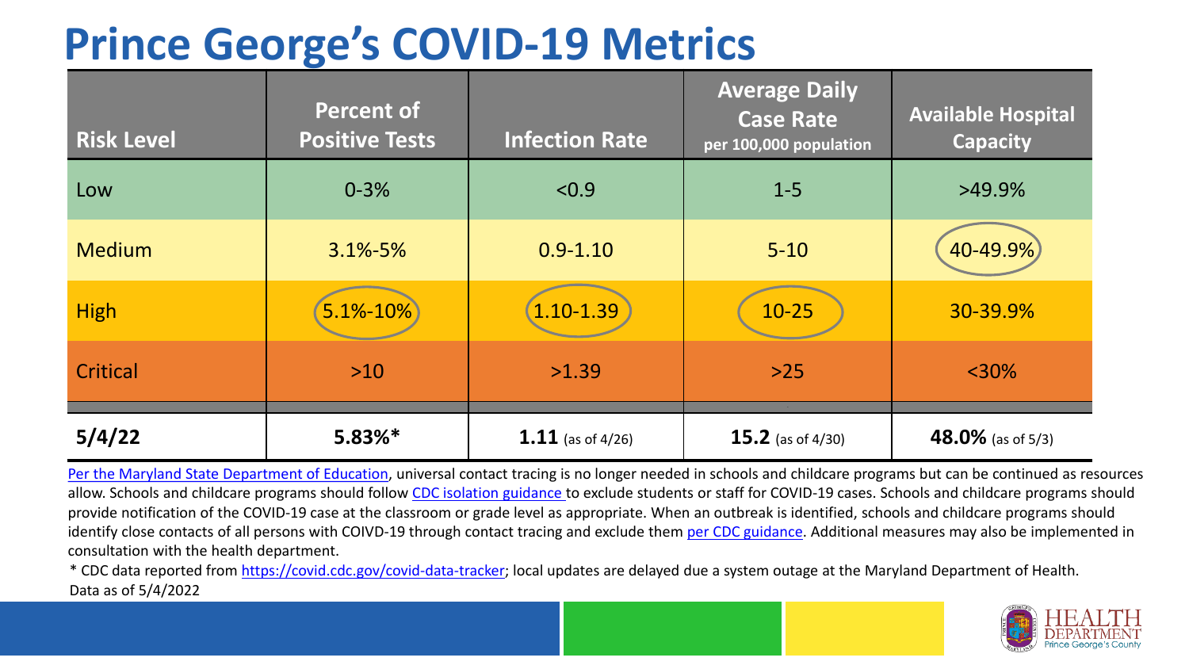# Prince George's COVID-19 Metrics

| Risk Level | Percent of Positive Tests | Infection Rate | Average Daily Case Rate per 100,000 population | Available Hospital Capacity |
|---|---|---|---|---|
| Low | 0-3% | <0.9 | 1-5 | >49.9% |
| Medium | 3.1%-5% | 0.9-1.10 | 5-10 | 40-49.9% |
| High | 5.1%-10% | 1.10-1.39 | 10-25 | 30-39.9% |
| Critical | >10 | >1.39 | >25 | <30% |
| **5/4/22** | **5.83%*** | **1.11** (as of 4/26) | **15.2** (as of 4/30) | **48.0%** (as of 5/3) |

Per the Maryland State Department of Education, universal contact tracing is no longer needed in schools and childcare programs but can be continued as resources allow. Schools and childcare programs should follow CDC isolation guidance to exclude students or staff for COVID-19 cases. Schools and childcare programs should provide notification of the COVID-19 case at the classroom or grade level as appropriate. When an outbreak is identified, schools and childcare programs should identify close contacts of all persons with COIVD-19 through contact tracing and exclude them per CDC guidance. Additional measures may also be implemented in consultation with the health department.

* CDC data reported from https://covid.cdc.gov/covid-data-tracker; local updates are delayed due a system outage at the Maryland Department of Health.

Data as of 5/4/2022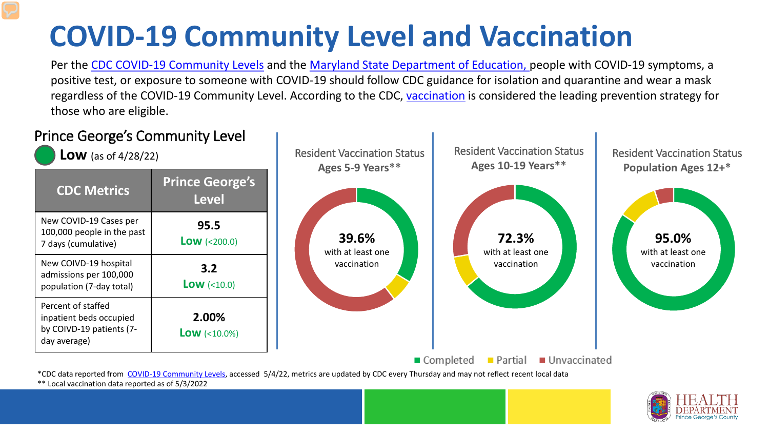# COVID-19 Community Level and Vaccination

Per the CDC COVID-19 Community Levels and the Maryland State Department of Education, people with COVID-19 symptoms, a positive test, or exposure to someone with COVID-19 should follow CDC guidance for isolation and quarantine and wear a mask regardless of the COVID-19 Community Level. According to the CDC, vaccination is considered the leading prevention strategy for those who are eligible.

## Prince George's Community Level

**Low** (as of 4/28/22)

| CDC Metrics | Prince George's Level |
| --- | --- |
| New COVID-19 Cases per 100,000 people in the past 7 days (cumulative) | **95.5** **Low** (<200.0) |
| New COIVD-19 hospital admissions per 100,000 population (7-day total) | **3.2** **Low** (<10.0) |
| Percent of staffed inpatient beds occupied by COIVD-19 patients (7-day average) | **2.00%** **Low** (<10.0%) |

Resident Vaccination Status **Ages 5-9 Years****

**39.6%** with at least one vaccination

Resident Vaccination Status **Ages 10-19 Years****

**72.3%** with at least one vaccination

Resident Vaccination Status **Population Ages 12+***

**95.0%** with at least one vaccination

Completed | Partial | Unvaccinated

*CDC data reported from COVID-19 Community Levels, accessed 5/4/22, metrics are updated by CDC every Thursday and may not reflect recent local data

** Local vaccination data reported as of 5/3/2022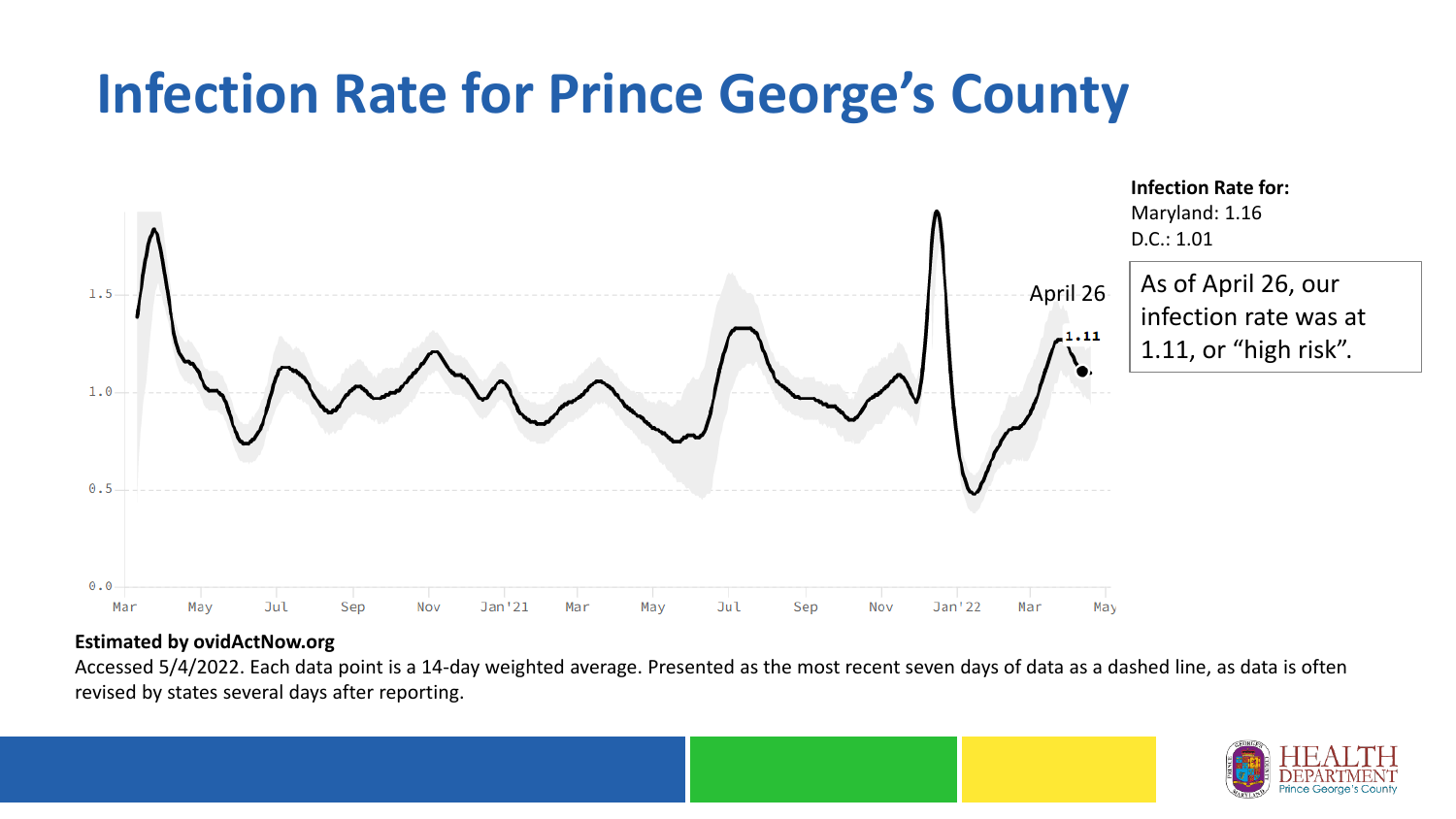# Infection Rate for Prince George's County

**Infection Rate for:**
Maryland: 1.16
D.C.: 1.01

As of April 26, our infection rate was at 1.11, or "high risk".

**Estimated by ovidActNow.org**

Accessed 5/4/2022. Each data point is a 14-day weighted average. Presented as the most recent seven days of data as a dashed line, as data is often revised by states several days after reporting.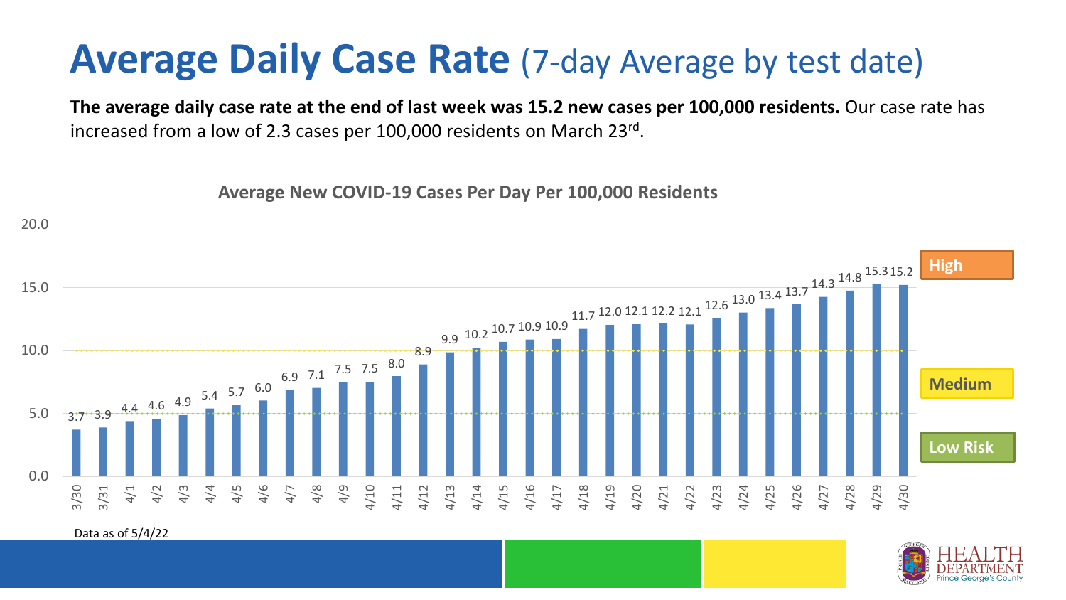# **Average Daily Case Rate** (7-day Average by test date)

**The average daily case rate at the end of last week was 15.2 new cases per 100,000 residents.** Our case rate has increased from a low of 2.3 cases per 100,000 residents on March 23rd.

**Average New COVID-19 Cases Per Day Per 100,000 Residents**

| Date | Cases per 100,000 |
|---|---|
| 3/30 | 3.7 |
| 3/31 | 3.9 |
| 4/1 | 4.4 |
| 4/2 | 4.6 |
| 4/3 | 4.9 |
| 4/4 | 5.4 |
| 4/5 | 5.7 |
| 4/6 | 6.0 |
| 4/7 | 6.9 |
| 4/8 | 7.1 |
| 4/9 | 7.5 |
| 4/10 | 7.5 |
| 4/11 | 8.0 |
| 4/12 | 8.9 |
| 4/13 | 9.9 |
| 4/14 | 10.2 |
| 4/15 | 10.7 |
| 4/16 | 10.9 |
| 4/17 | 10.9 |
| 4/18 | 11.7 |
| 4/19 | 12.0 |
| 4/20 | 12.1 |
| 4/21 | 12.2 |
| 4/22 | 12.1 |
| 4/23 | 12.6 |
| 4/24 | 13.0 |
| 4/25 | 13.4 |
| 4/26 | 13.7 |
| 4/27 | 14.3 |
| 4/28 | 14.8 |
| 4/29 | 15.3 |
| 4/30 | 15.2 |

Risk levels: High (above 10.0), Medium (5.0–10.0), Low Risk (below 5.0)

Data as of 5/4/22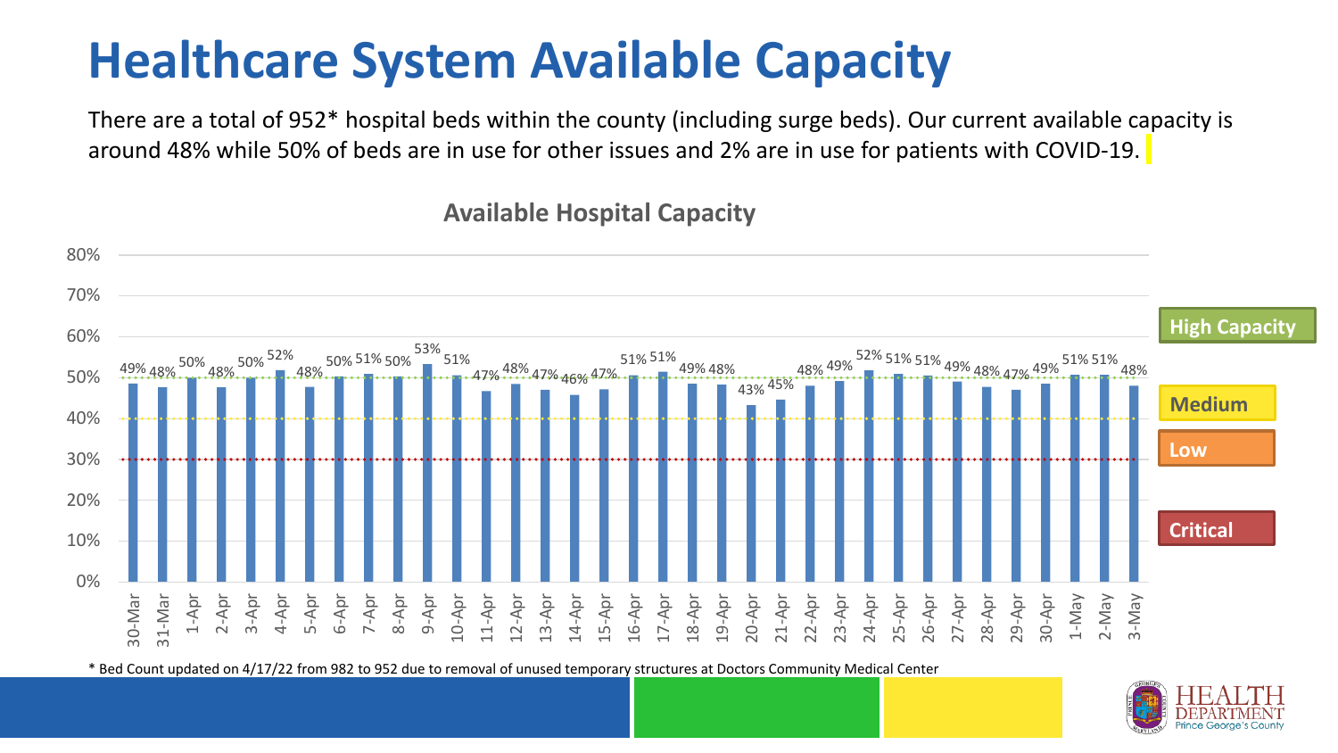# Healthcare System Available Capacity

There are a total of 952* hospital beds within the county (including surge beds). Our current available capacity is around 48% while 50% of beds are in use for other issues and 2% are in use for patients with COVID-19.

**Available Hospital Capacity**

80%
70%
60%
50%
40%
30%
20%
10%
0%

49% 48% 50% 48% 50% 52% 48% 50% 51% 50% 53% 51% 47% 48% 47% 46% 47% 51% 51% 49% 48% 43% 45% 48% 49% 52% 51% 51% 49% 48% 47% 49% 51% 51% 48%

30-Mar 31-Mar 1-Apr 2-Apr 3-Apr 4-Apr 5-Apr 6-Apr 7-Apr 8-Apr 9-Apr 10-Apr 11-Apr 12-Apr 13-Apr 14-Apr 15-Apr 16-Apr 17-Apr 18-Apr 19-Apr 20-Apr 21-Apr 22-Apr 23-Apr 24-Apr 25-Apr 26-Apr 27-Apr 28-Apr 29-Apr 30-Apr 1-May 2-May 3-May

High Capacity
Medium
Low
Critical

\* Bed Count updated on 4/17/22 from 982 to 952 due to removal of unused temporary structures at Doctors Community Medical Center

HEALTH DEPARTMENT
Prince George's County